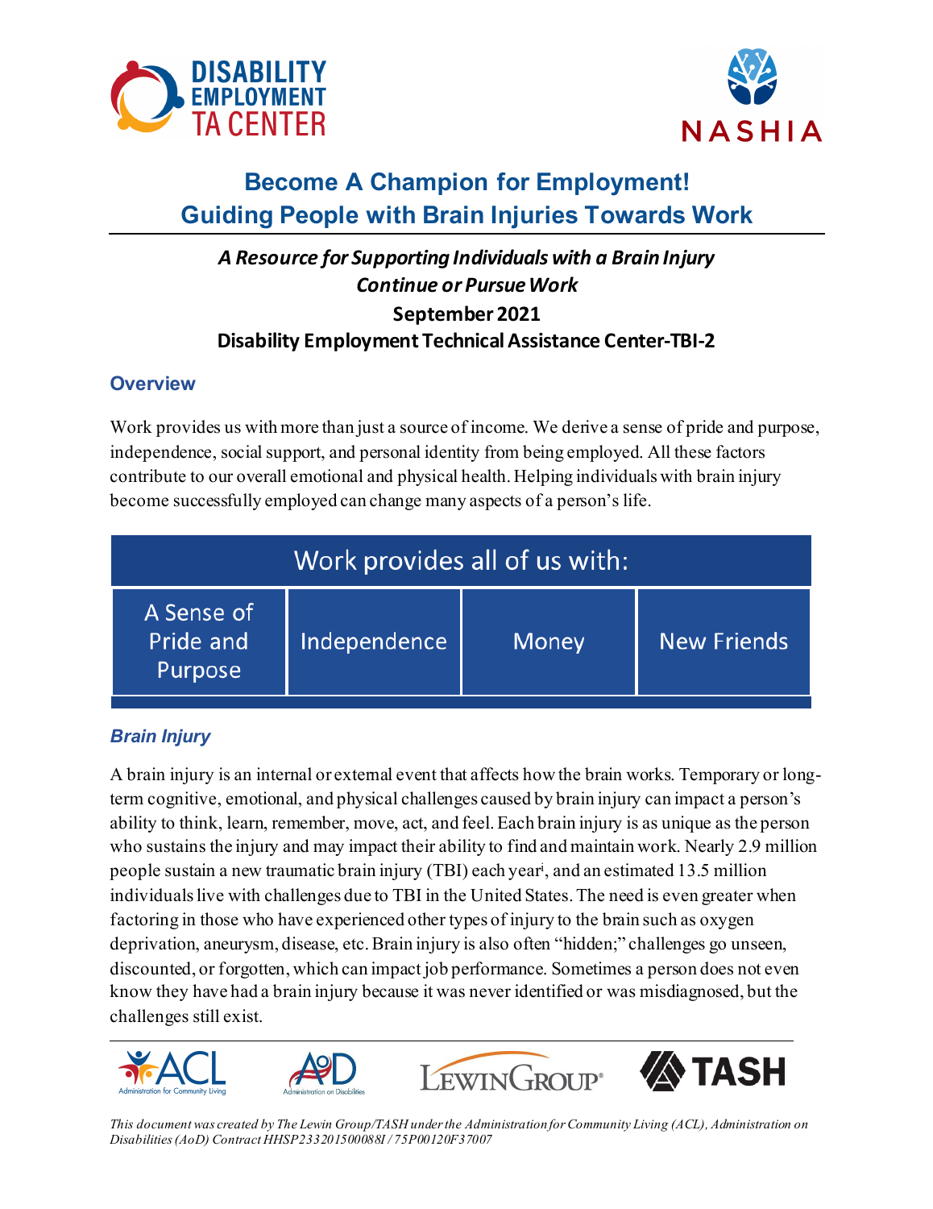# Become A Champion for Employment! Guiding People with Brain Injuries Towards Work

***A Resource for Supporting Individuals with a Brain Injury Continue or Pursue Work***

**September 2021**

**Disability Employment Technical Assistance Center-TBI-2**

## Overview

Work provides us with more than just a source of income. We derive a sense of pride and purpose, independence, social support, and personal identity from being employed. All these factors contribute to our overall emotional and physical health. Helping individuals with brain injury become successfully employed can change many aspects of a person's life.

| Work provides all of us with: | | | |
|---|---|---|---|
| A Sense of Pride and Purpose | Independence | Money | New Friends |

### *Brain Injury*

A brain injury is an internal or external event that affects how the brain works. Temporary or long-term cognitive, emotional, and physical challenges caused by brain injury can impact a person's ability to think, learn, remember, move, act, and feel. Each brain injury is as unique as the person who sustains the injury and may impact their ability to find and maintain work. Nearly 2.9 million people sustain a new traumatic brain injury (TBI) each year[i], and an estimated 13.5 million individuals live with challenges due to TBI in the United States. The need is even greater when factoring in those who have experienced other types of injury to the brain such as oxygen deprivation, aneurysm, disease, etc. Brain injury is also often "hidden;" challenges go unseen, discounted, or forgotten, which can impact job performance. Sometimes a person does not even know they have had a brain injury because it was never identified or was misdiagnosed, but the challenges still exist.

*This document was created by The Lewin Group/TASH under the Administration for Community Living (ACL), Administration on Disabilities (AoD) Contract HHSP233201500088I / 75P00120F37007*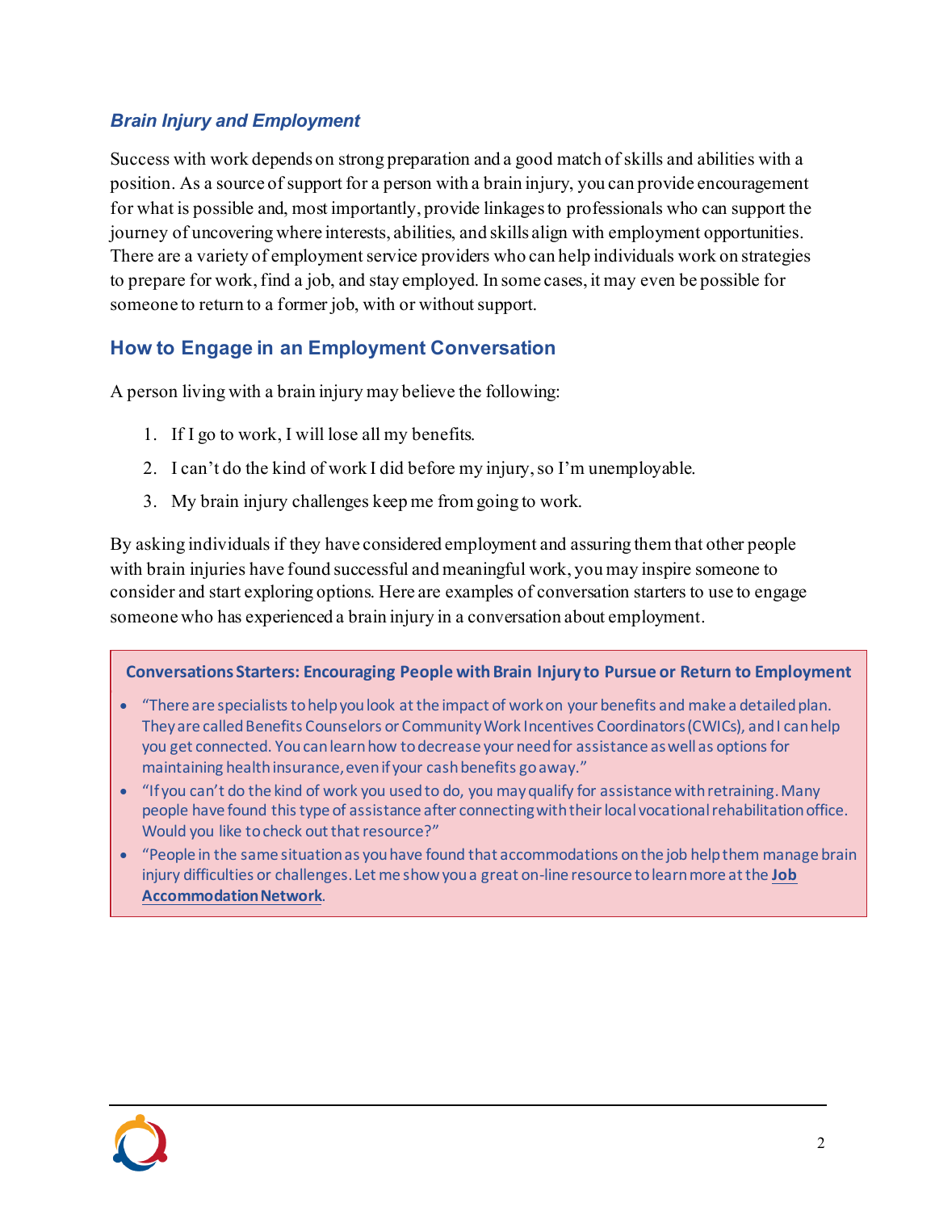### *Brain Injury and Employment*

Success with work depends on strong preparation and a good match of skills and abilities with a position. As a source of support for a person with a brain injury, you can provide encouragement for what is possible and, most importantly, provide linkages to professionals who can support the journey of uncovering where interests, abilities, and skills align with employment opportunities. There are a variety of employment service providers who can help individuals work on strategies to prepare for work, find a job, and stay employed. In some cases, it may even be possible for someone to return to a former job, with or without support.

## How to Engage in an Employment Conversation

A person living with a brain injury may believe the following:

1. If I go to work, I will lose all my benefits.
2. I can't do the kind of work I did before my injury, so I'm unemployable.
3. My brain injury challenges keep me from going to work.

By asking individuals if they have considered employment and assuring them that other people with brain injuries have found successful and meaningful work, you may inspire someone to consider and start exploring options. Here are examples of conversation starters to use to engage someone who has experienced a brain injury in a conversation about employment.

**Conversations Starters: Encouraging People with Brain Injury to Pursue or Return to Employment**

- "There are specialists to help you look at the impact of work on your benefits and make a detailed plan. They are called Benefits Counselors or Community Work Incentives Coordinators (CWICs), and I can help you get connected. You can learn how to decrease your need for assistance as well as options for maintaining health insurance, even if your cash benefits go away."
- "If you can't do the kind of work you used to do, you may qualify for assistance with retraining. Many people have found this type of assistance after connecting with their local vocational rehabilitation office. Would you like to check out that resource?"
- "People in the same situation as you have found that accommodations on the job help them manage brain injury difficulties or challenges. Let me show you a great on-line resource to learn more at the **Job Accommodation Network**.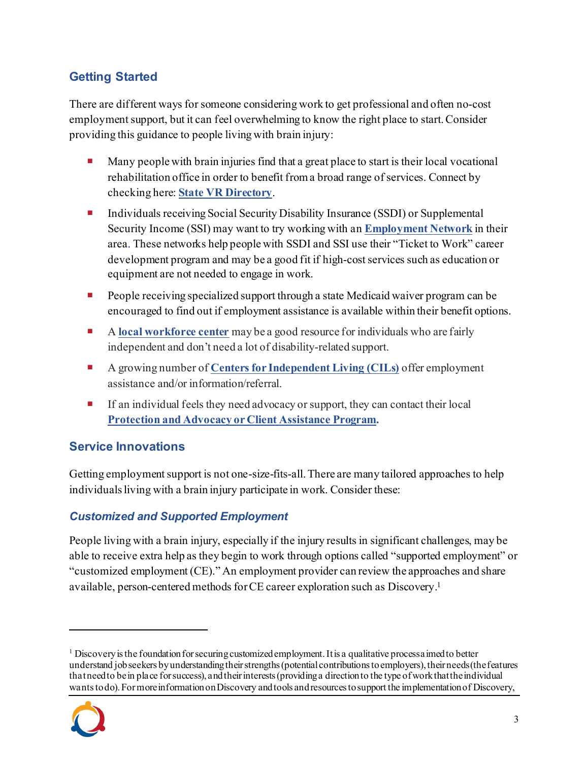## Getting Started

There are different ways for someone considering work to get professional and often no-cost employment support, but it can feel overwhelming to know the right place to start. Consider providing this guidance to people living with brain injury:

- Many people with brain injuries find that a great place to start is their local vocational rehabilitation office in order to benefit from a broad range of services. Connect by checking here: **State VR Directory**.
- Individuals receiving Social Security Disability Insurance (SSDI) or Supplemental Security Income (SSI) may want to try working with an **Employment Network** in their area. These networks help people with SSDI and SSI use their "Ticket to Work" career development program and may be a good fit if high-cost services such as education or equipment are not needed to engage in work.
- People receiving specialized support through a state Medicaid waiver program can be encouraged to find out if employment assistance is available within their benefit options.
- A **local workforce center** may be a good resource for individuals who are fairly independent and don't need a lot of disability-related support.
- A growing number of **Centers for Independent Living (CILs)** offer employment assistance and/or information/referral.
- If an individual feels they need advocacy or support, they can contact their local **Protection and Advocacy or Client Assistance Program.**

## Service Innovations

Getting employment support is not one-size-fits-all. There are many tailored approaches to help individuals living with a brain injury participate in work. Consider these:

### *Customized and Supported Employment*

People living with a brain injury, especially if the injury results in significant challenges, may be able to receive extra help as they begin to work through options called "supported employment" or "customized employment (CE)." An employment provider can review the approaches and share available, person-centered methods for CE career exploration such as Discovery.[1]

---

[1] Discovery is the foundation for securing customized employment. It is a qualitative process aimed to better understand job seekers by understanding their strengths (potential contributions to employers), their needs (the features that need to be in place for success), and their interests (providing a direction to the type of work that the individual wants to do). For more information on Discovery and tools and resources to support the implementation of Discovery,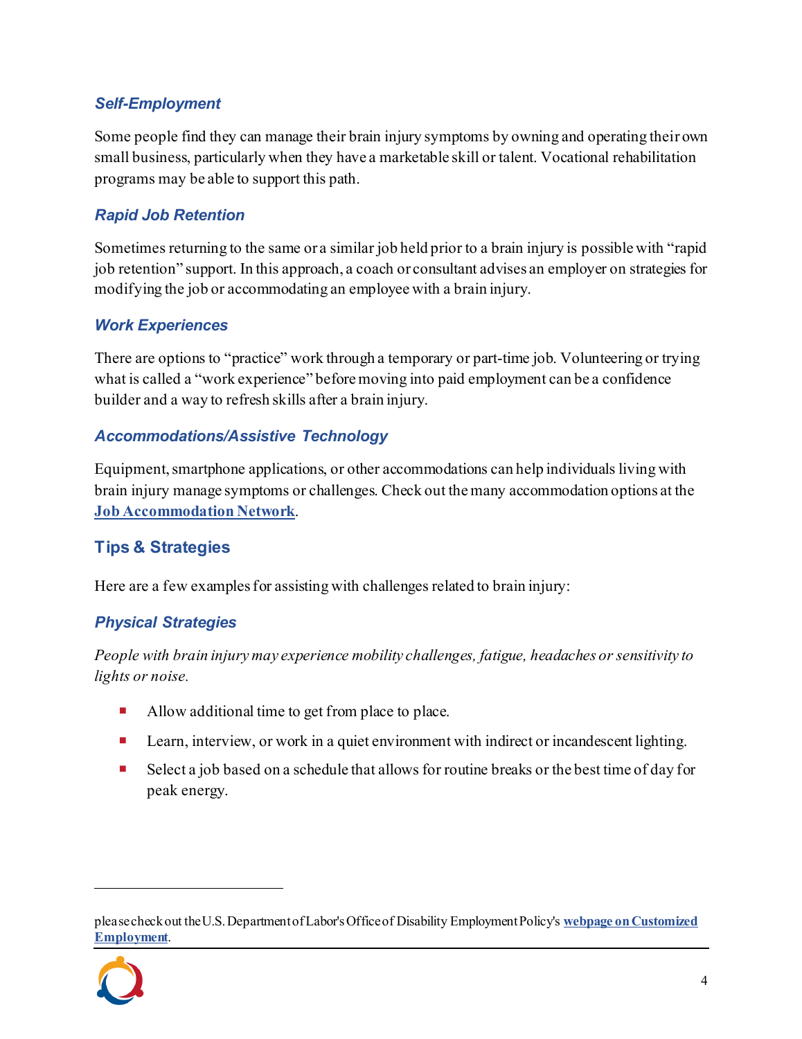### *Self-Employment*

Some people find they can manage their brain injury symptoms by owning and operating their own small business, particularly when they have a marketable skill or talent. Vocational rehabilitation programs may be able to support this path.

### *Rapid Job Retention*

Sometimes returning to the same or a similar job held prior to a brain injury is possible with "rapid job retention" support. In this approach, a coach or consultant advises an employer on strategies for modifying the job or accommodating an employee with a brain injury.

### *Work Experiences*

There are options to "practice" work through a temporary or part-time job. Volunteering or trying what is called a "work experience" before moving into paid employment can be a confidence builder and a way to refresh skills after a brain injury.

### *Accommodations/Assistive Technology*

Equipment, smartphone applications, or other accommodations can help individuals living with brain injury manage symptoms or challenges. Check out the many accommodation options at the **Job Accommodation Network**.

## Tips & Strategies

Here are a few examples for assisting with challenges related to brain injury:

### *Physical Strategies*

*People with brain injury may experience mobility challenges, fatigue, headaches or sensitivity to lights or noise.*

- Allow additional time to get from place to place.
- Learn, interview, or work in a quiet environment with indirect or incandescent lighting.
- Select a job based on a schedule that allows for routine breaks or the best time of day for peak energy.

---

please check out the U.S. Department of Labor's Office of Disability Employment Policy's **webpage on Customized Employment**.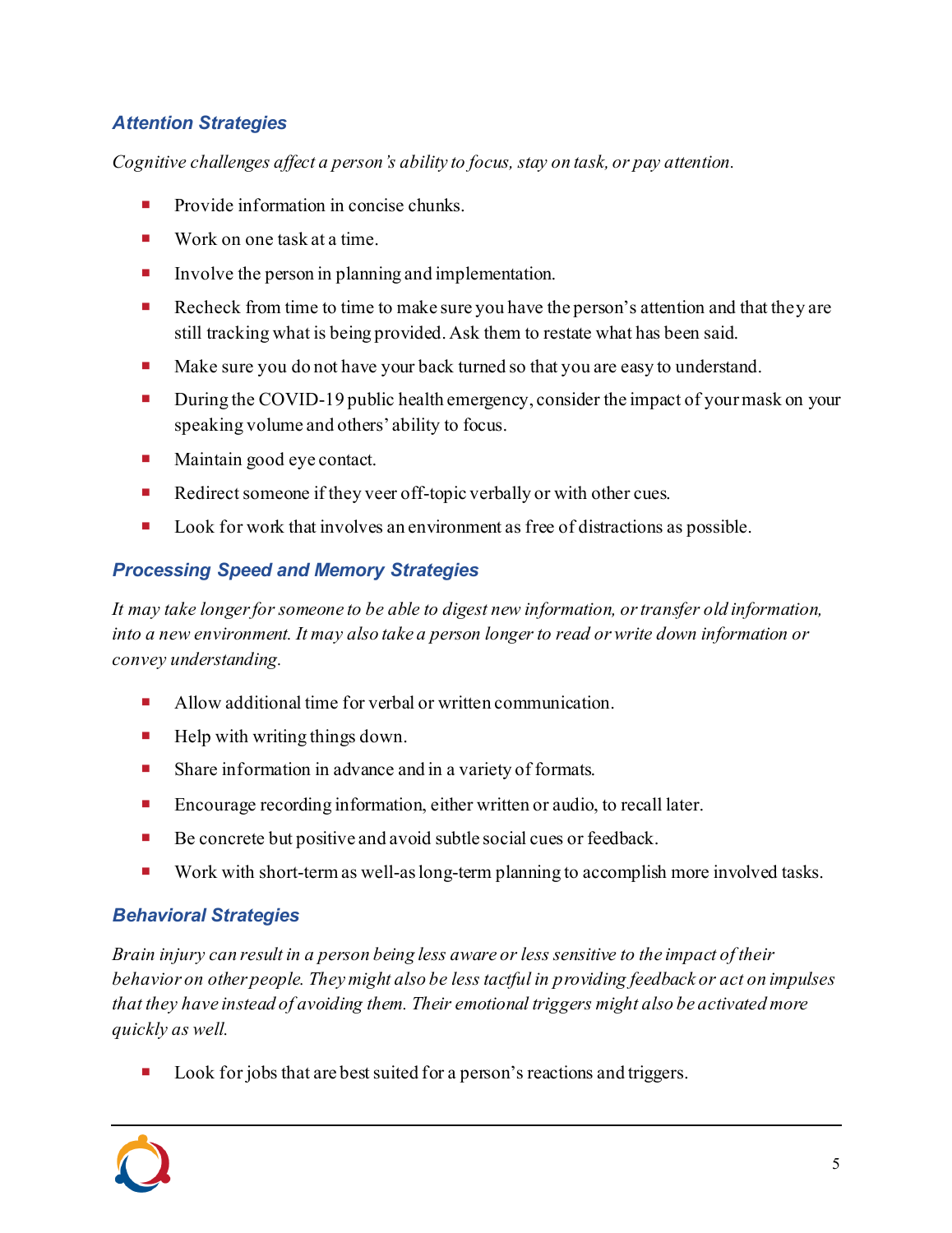### *Attention Strategies*

*Cognitive challenges affect a person's ability to focus, stay on task, or pay attention.*

- Provide information in concise chunks.
- Work on one task at a time.
- Involve the person in planning and implementation.
- Recheck from time to time to make sure you have the person's attention and that they are still tracking what is being provided. Ask them to restate what has been said.
- Make sure you do not have your back turned so that you are easy to understand.
- During the COVID-19 public health emergency, consider the impact of your mask on your speaking volume and others' ability to focus.
- Maintain good eye contact.
- Redirect someone if they veer off-topic verbally or with other cues.
- Look for work that involves an environment as free of distractions as possible.

### *Processing Speed and Memory Strategies*

*It may take longer for someone to be able to digest new information, or transfer old information, into a new environment. It may also take a person longer to read or write down information or convey understanding.*

- Allow additional time for verbal or written communication.
- Help with writing things down.
- Share information in advance and in a variety of formats.
- Encourage recording information, either written or audio, to recall later.
- Be concrete but positive and avoid subtle social cues or feedback.
- Work with short-term as well-as long-term planning to accomplish more involved tasks.

### *Behavioral Strategies*

*Brain injury can result in a person being less aware or less sensitive to the impact of their behavior on other people. They might also be less tactful in providing feedback or act on impulses that they have instead of avoiding them. Their emotional triggers might also be activated more quickly as well.*

- Look for jobs that are best suited for a person's reactions and triggers.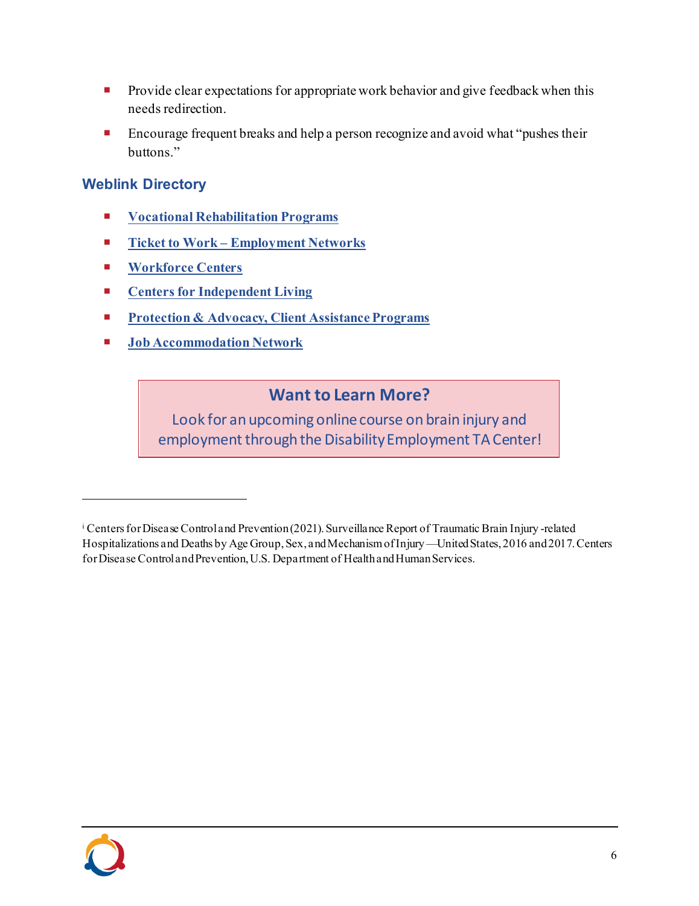- Provide clear expectations for appropriate work behavior and give feedback when this needs redirection.
- Encourage frequent breaks and help a person recognize and avoid what "pushes their buttons."

## Weblink Directory

- **Vocational Rehabilitation Programs**
- **Ticket to Work – Employment Networks**
- **Workforce Centers**
- **Centers for Independent Living**
- **Protection & Advocacy, Client Assistance Programs**
- **Job Accommodation Network**

> **Want to Learn More?**
>
> Look for an upcoming online course on brain injury and employment through the Disability Employment TA Center!

---

[i] Centers for Disease Control and Prevention (2021). Surveillance Report of Traumatic Brain Injury-related Hospitalizations and Deaths by Age Group, Sex, and Mechanism of Injury—United States, 2016 and 2017. Centers for Disease Control and Prevention, U.S. Department of Health and Human Services.